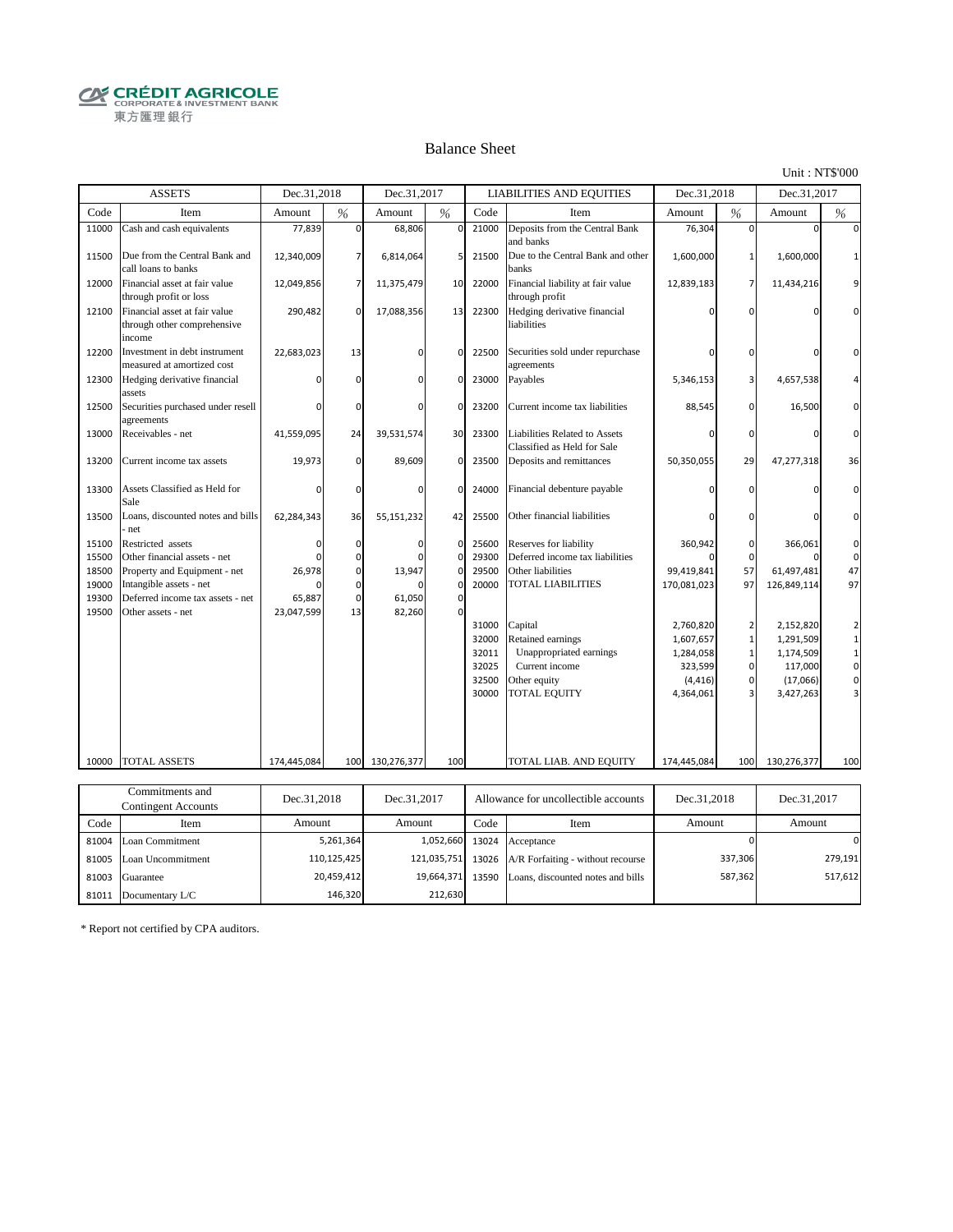CRÉDIT AGRICOLE
CORPORATE & INVESTMENT BANK
東方匯理銀行

# Balance Sheet

Unit : NT$'000

| ASSETS | | Dec.31,2018 | | Dec.31,2017 | | LIABILITIES AND EQUITIES | | Dec.31,2018 | | Dec.31,2017 | |
|---|---|---|---|---|---|---|---|---|---|---|---|
| Code | Item | Amount | % | Amount | % | Code | Item | Amount | % | Amount | % |
| 11000 | Cash and cash equivalents | 77,839 | 0 | 68,806 | 0 | 21000 | Deposits from the Central Bank and banks | 76,304 | 0 | 0 | 0 |
| 11500 | Due from the Central Bank and call loans to banks | 12,340,009 | 7 | 6,814,064 | 5 | 21500 | Due to the Central Bank and other banks | 1,600,000 | 1 | 1,600,000 | 1 |
| 12000 | Financial asset at fair value through profit or loss | 12,049,856 | 7 | 11,375,479 | 10 | 22000 | Financial liability at fair value through profit | 12,839,183 | 7 | 11,434,216 | 9 |
| 12100 | Financial asset at fair value through other comprehensive income | 290,482 | 0 | 17,088,356 | 13 | 22300 | Hedging derivative financial liabilities | 0 | 0 | 0 | 0 |
| 12200 | Investment in debt instrument measured at amortized cost | 22,683,023 | 13 | 0 | 0 | 22500 | Securities sold under repurchase agreements | 0 | 0 | 0 | 0 |
| 12300 | Hedging derivative financial assets | 0 | 0 | 0 | 0 | 23000 | Payables | 5,346,153 | 3 | 4,657,538 | 4 |
| 12500 | Securities purchased under resell agreements | 0 | 0 | 0 | 0 | 23200 | Current income tax liabilities | 88,545 | 0 | 16,500 | 0 |
| 13000 | Receivables - net | 41,559,095 | 24 | 39,531,574 | 30 | 23300 | Liabilities Related to Assets Classified as Held for Sale | 0 | 0 | 0 | 0 |
| 13200 | Current income tax assets | 19,973 | 0 | 89,609 | 0 | 23500 | Deposits and remittances | 50,350,055 | 29 | 47,277,318 | 36 |
| 13300 | Assets Classified as Held for Sale | 0 | 0 | 0 | 0 | 24000 | Financial debenture payable | 0 | 0 | 0 | 0 |
| 13500 | Loans, discounted notes and bills - net | 62,284,343 | 36 | 55,151,232 | 42 | 25500 | Other financial liabilities | 0 | 0 | 0 | 0 |
| 15100 | Restricted assets | 0 | 0 | 0 | 0 | 25600 | Reserves for liability | 360,942 | 0 | 366,061 | 0 |
| 15500 | Other financial assets - net | 0 | 0 | 0 | 0 | 29300 | Deferred income tax liabilities | 0 | 0 | 0 | 0 |
| 18500 | Property and Equipment - net | 26,978 | 0 | 13,947 | 0 | 29500 | Other liabilities | 99,419,841 | 57 | 61,497,481 | 47 |
| 19000 | Intangible assets - net | 0 | 0 | 0 | 0 | 20000 | TOTAL LIABILITIES | 170,081,023 | 97 | 126,849,114 | 97 |
| 19300 | Deferred income tax assets - net | 65,887 | 0 | 61,050 | 0 | | | | | | |
| 19500 | Other assets - net | 23,047,599 | 13 | 82,260 | 0 | | | | | | |
| | | | | | | 31000 | Capital | 2,760,820 | 2 | 2,152,820 | 2 |
| | | | | | | 32000 | Retained earnings | 1,607,657 | 1 | 1,291,509 | 1 |
| | | | | | | 32011 | Unappropriated earnings | 1,284,058 | 1 | 1,174,509 | 1 |
| | | | | | | 32025 | Current income | 323,599 | 0 | 117,000 | 0 |
| | | | | | | 32500 | Other equity | (4,416) | 0 | (17,066) | 0 |
| | | | | | | 30000 | TOTAL EQUITY | 4,364,061 | 3 | 3,427,263 | 3 |
| 10000 | TOTAL ASSETS | 174,445,084 | 100 | 130,276,377 | 100 | | TOTAL LIAB. AND EQUITY | 174,445,084 | 100 | 130,276,377 | 100 |

| Commitments and Contingent Accounts | | Dec.31,2018 | Dec.31,2017 | Allowance for uncollectible accounts | | Dec.31,2018 | Dec.31,2017 |
|---|---|---|---|---|---|---|---|
| Code | Item | Amount | Amount | Code | Item | Amount | Amount |
| 81004 | Loan Commitment | 5,261,364 | 1,052,660 | 13024 | Acceptance | 0 | 0 |
| 81005 | Loan Uncommitment | 110,125,425 | 121,035,751 | 13026 | A/R Forfaiting - without recourse | 337,306 | 279,191 |
| 81003 | Guarantee | 20,459,412 | 19,664,371 | 13590 | Loans, discounted notes and bills | 587,362 | 517,612 |
| 81011 | Documentary L/C | 146,320 | 212,630 | | | | |

* Report not certified by CPA auditors.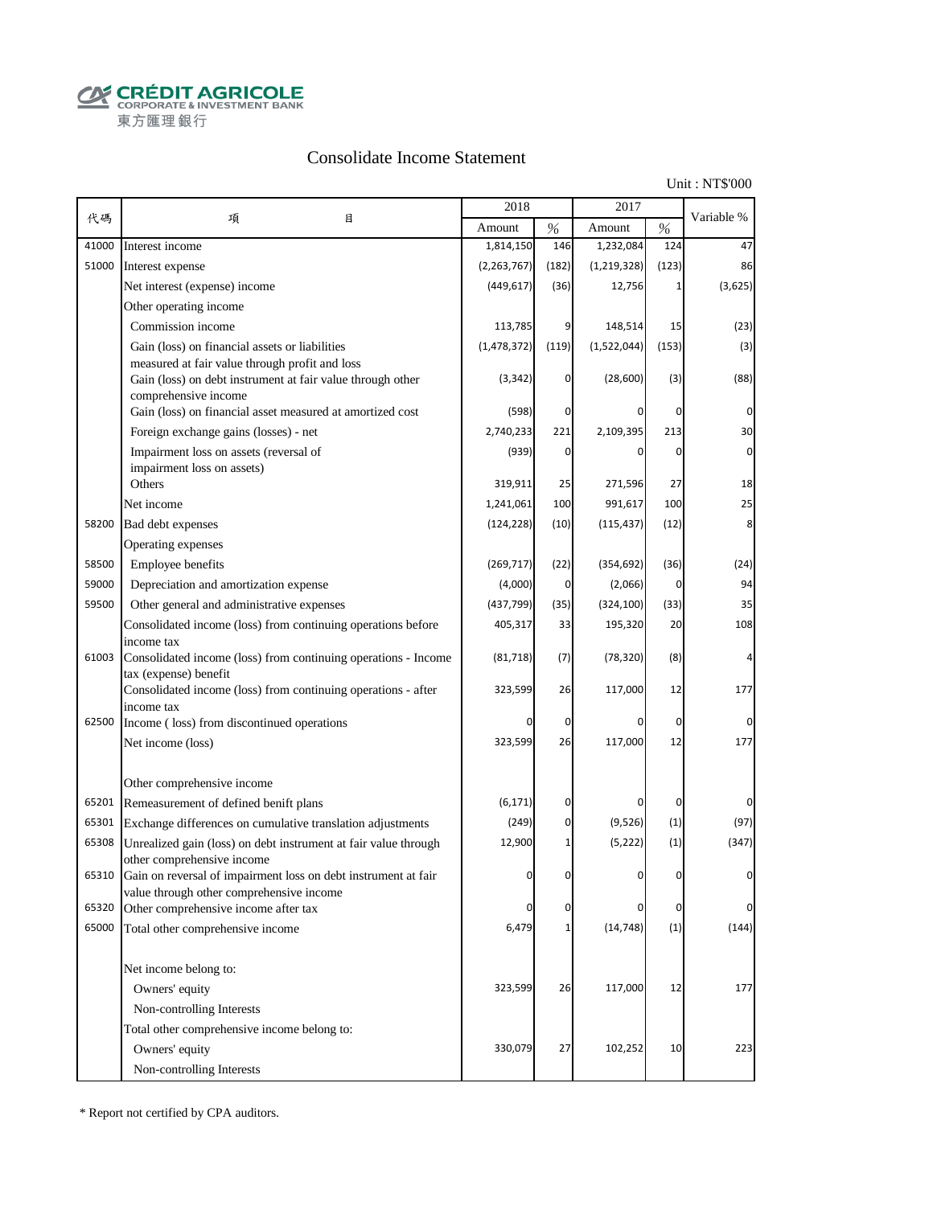CRÉDIT AGRICOLE
CORPORATE & INVESTMENT BANK
東方匯理銀行

# Consolidate Income Statement

Unit : NT$'000

| 代碼 | 項 目 | 2018 | | 2017 | | Variable % |
|---|---|---|---|---|---|---|
| | | Amount | % | Amount | % | |
| 41000 | Interest income | 1,814,150 | 146 | 1,232,084 | 124 | 47 |
| 51000 | Interest expense | (2,263,767) | (182) | (1,219,328) | (123) | 86 |
| | Net interest (expense) income | (449,617) | (36) | 12,756 | 1 | (3,625) |
| | Other operating income | | | | | |
| | Commission income | 113,785 | 9 | 148,514 | 15 | (23) |
| | Gain (loss) on financial assets or liabilities measured at fair value through profit and loss | (1,478,372) | (119) | (1,522,044) | (153) | (3) |
| | Gain (loss) on debt instrument at fair value through other comprehensive income | (3,342) | 0 | (28,600) | (3) | (88) |
| | Gain (loss) on financial asset measured at amortized cost | (598) | 0 | 0 | 0 | 0 |
| | Foreign exchange gains (losses) - net | 2,740,233 | 221 | 2,109,395 | 213 | 30 |
| | Impairment loss on assets (reversal of impairment loss on assets) | (939) | 0 | 0 | 0 | 0 |
| | Others | 319,911 | 25 | 271,596 | 27 | 18 |
| | Net income | 1,241,061 | 100 | 991,617 | 100 | 25 |
| 58200 | Bad debt expenses | (124,228) | (10) | (115,437) | (12) | 8 |
| | Operating expenses | | | | | |
| 58500 | Employee benefits | (269,717) | (22) | (354,692) | (36) | (24) |
| 59000 | Depreciation and amortization expense | (4,000) | 0 | (2,066) | 0 | 94 |
| 59500 | Other general and administrative expenses | (437,799) | (35) | (324,100) | (33) | 35 |
| | Consolidated income (loss) from continuing operations before income tax | 405,317 | 33 | 195,320 | 20 | 108 |
| 61003 | Consolidated income (loss) from continuing operations - Income tax (expense) benefit | (81,718) | (7) | (78,320) | (8) | 4 |
| | Consolidated income (loss) from continuing operations - after income tax | 323,599 | 26 | 117,000 | 12 | 177 |
| 62500 | Income ( loss) from discontinued operations | 0 | 0 | 0 | 0 | 0 |
| | Net income (loss) | 323,599 | 26 | 117,000 | 12 | 177 |
| | | | | | | |
| | Other comprehensive income | | | | | |
| 65201 | Remeasurement of defined benift plans | (6,171) | 0 | 0 | 0 | 0 |
| 65301 | Exchange differences on cumulative translation adjustments | (249) | 0 | (9,526) | (1) | (97) |
| 65308 | Unrealized gain (loss) on debt instrument at fair value through other comprehensive income | 12,900 | 1 | (5,222) | (1) | (347) |
| 65310 | Gain on reversal of impairment loss on debt instrument at fair value through other comprehensive income | 0 | 0 | 0 | 0 | 0 |
| 65320 | Other comprehensive income after tax | 0 | 0 | 0 | 0 | 0 |
| 65000 | Total other comprehensive income | 6,479 | 1 | (14,748) | (1) | (144) |
| | | | | | | |
| | Net income belong to: | | | | | |
| | Owners' equity | 323,599 | 26 | 117,000 | 12 | 177 |
| | Non-controlling Interests | | | | | |
| | Total other comprehensive income belong to: | | | | | |
| | Owners' equity | 330,079 | 27 | 102,252 | 10 | 223 |
| | Non-controlling Interests | | | | | |

* Report not certified by CPA auditors.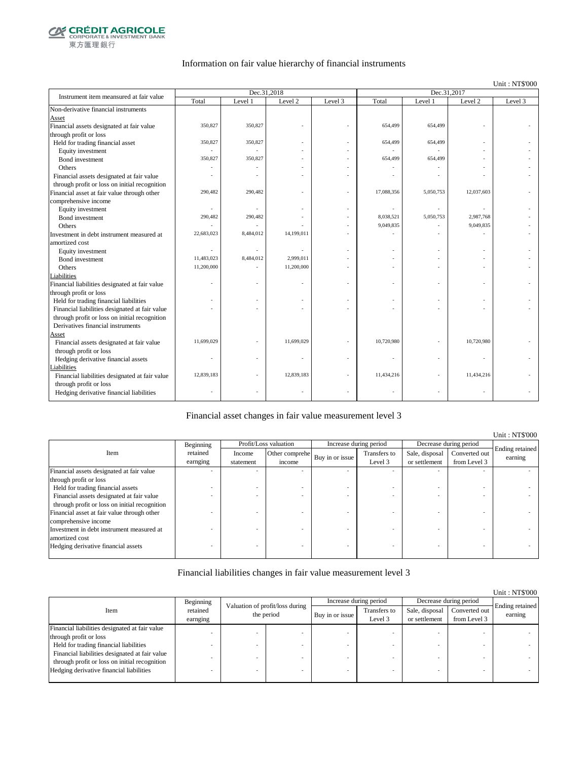CRÉDIT AGRICOLE CORPORATE & INVESTMENT BANK 東方匯理銀行

## Information on fair value hierarchy of financial instruments

Unit : NT$'000

| Instrument item measured at fair value | Dec.31,2018 | | | | Dec.31,2017 | | | |
|---|---|---|---|---|---|---|---|---|
| | Total | Level 1 | Level 2 | Level 3 | Total | Level 1 | Level 2 | Level 3 |
| Non-derivative financial instruments | | | | | | | | |
| Asset | | | | | | | | |
| Financial assets designated at fair value through profit or loss | 350,827 | 350,827 | - | - | 654,499 | 654,499 | - | - |
| Held for trading financial asset | 350,827 | 350,827 | - | - | 654,499 | 654,499 | - | - |
| Equity investment | - | - | - | - | - | - | - | - |
| Bond investment | 350,827 | 350,827 | - | - | 654,499 | 654,499 | - | - |
| Others | - | - | - | - | - | - | - | - |
| Financial assets designated at fair value through profit or loss on initial recognition | - | - | - | - | - | - | - | - |
| Financial asset at fair value through other comprehensive income | 290,482 | 290,482 | - | - | 17,088,356 | 5,050,753 | 12,037,603 | - |
| Equity investment | - | - | - | - | - | - | - | - |
| Bond investment | 290,482 | 290,482 | - | - | 8,038,521 | 5,050,753 | 2,987,768 | - |
| Others | - | - | - | - | 9,049,835 | - | 9,049,835 | - |
| Investment in debt instrument measured at amortized cost | 22,683,023 | 8,484,012 | 14,199,011 | - | - | - | - | - |
| Equity investment | - | - | - | - | - | - | - | - |
| Bond investment | 11,483,023 | 8,484,012 | 2,999,011 | - | - | - | - | - |
| Others | 11,200,000 | - | 11,200,000 | - | - | - | - | - |
| Liabilities | | | | | | | | |
| Financial liabilities designated at fair value through profit or loss | - | - | - | - | - | - | - | - |
| Held for trading financial liabilities | - | - | - | - | - | - | - | - |
| Financial liabilities designated at fair value through profit or loss on initial recognition | - | - | - | - | - | - | - | - |
| Derivatives financial instruments | | | | | | | | |
| Asset | | | | | | | | |
| Financial assets designated at fair value through profit or loss | 11,699,029 | - | 11,699,029 | - | 10,720,980 | - | 10,720,980 | - |
| Hedging derivative financial assets | - | - | - | - | - | - | - | - |
| Liabilities | | | | | | | | |
| Financial liabilities designated at fair value through profit or loss | 12,839,183 | - | 12,839,183 | - | 11,434,216 | - | 11,434,216 | - |
| Hedging derivative financial liabilities | - | - | - | - | - | - | - | - |

## Financial asset changes in fair value measurement level 3

Unit : NT$'000

| Item | Beginning retained earnging | Profit/Loss valuation | | Increase during period | | Decrease during period | | Ending retained earning |
|---|---|---|---|---|---|---|---|---|
| | | Income statement | Other comprehe income | Buy in or issue | Transfers to Level 3 | Sale, disposal or settlement | Converted out from Level 3 | |
| Financial assets designated at fair value through profit or loss | - | - | - | - | - | - | - | - |
| Held for trading financial assets | - | - | - | - | - | - | - | - |
| Financial assets designated at fair value through profit or loss on initial recognition | - | - | - | - | - | - | - | - |
| Financial asset at fair value through other comprehensive income | - | - | - | - | - | - | - | - |
| Investment in debt instrument measured at amortized cost | - | - | - | - | - | - | - | - |
| Hedging derivative financial assets | - | - | - | - | - | - | - | - |

## Financial liabilities changes in fair value measurement level 3

Unit : NT$'000

| Item | Beginning retained earnging | Valuation of profit/loss during the period | | Increase during period | | Decrease during period | | Ending retained earning |
|---|---|---|---|---|---|---|---|---|
| | | | | Buy in or issue | Transfers to Level 3 | Sale, disposal or settlement | Converted out from Level 3 | |
| Financial liabilities designated at fair value through profit or loss | - | - | - | - | - | - | - | - |
| Held for trading financial liabilities | - | - | - | - | - | - | - | - |
| Financial liabilities designated at fair value through profit or loss on initial recognition | - | - | - | - | - | - | - | - |
| Hedging derivative financial liabilities | - | - | - | - | - | - | - | - |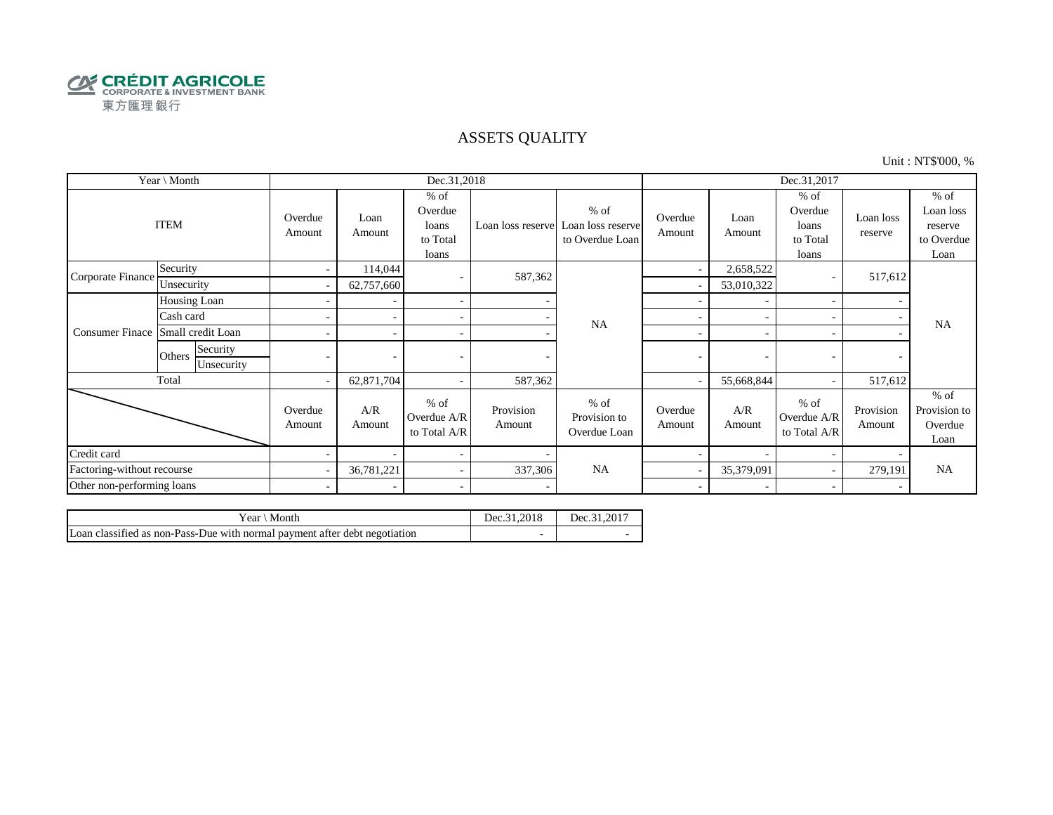CRÉDIT AGRICOLE
CORPORATE & INVESTMENT BANK
東方匯理銀行

# ASSETS QUALITY

Unit : NT$'000, %

| Year \ Month | | | Dec.31,2018 | | | | | Dec.31,2017 | | | | |
|---|---|---|---|---|---|---|---|---|---|---|---|---|
| ITEM | | | Overdue Amount | Loan Amount | % of Overdue loans to Total loans | Loan loss reserve | % of Loan loss reserve to Overdue Loan | Overdue Amount | Loan Amount | % of Overdue loans to Total loans | Loan loss reserve | % of Loan loss reserve to Overdue Loan |
| Corporate Finance | Security | | - | 114,044 | - | 587,362 | NA | - | 2,658,522 | - | 517,612 | NA |
| | Unsecurity | | - | 62,757,660 | | | | - | 53,010,322 | | | |
| Consumer Finace | Housing Loan | | - | - | - | - | | - | - | - | - | |
| | Cash card | | - | - | - | - | | - | - | - | - | |
| | Small credit Loan | | - | - | - | - | | - | - | - | - | |
| | Others | Security | - | - | - | - | | - | - | - | - | |
| | | Unsecurity | | | | | | | | | | |
| Total | | | - | 62,871,704 | - | 587,362 | | - | 55,668,844 | - | 517,612 | |
| | | | Overdue Amount | A/R Amount | % of Overdue A/R to Total A/R | Provision Amount | % of Provision to Overdue Loan | Overdue Amount | A/R Amount | % of Overdue A/R to Total A/R | Provision Amount | % of Provision to Overdue Loan |
| Credit card | | | - | - | - | - | NA | - | - | - | - | NA |
| Factoring-without recourse | | | - | 36,781,221 | - | 337,306 | | - | 35,379,091 | - | 279,191 | |
| Other non-performing loans | | | - | - | - | - | | - | - | - | - | |

| Year \ Month | Dec.31,2018 | Dec.31,2017 |
|---|---|---|
| Loan classified as non-Pass-Due with normal payment after debt negotiation | - | - |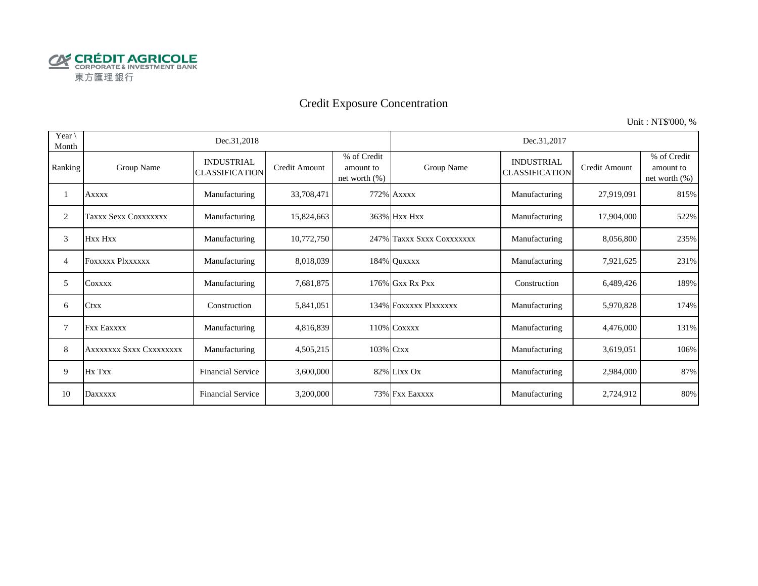CRÉDIT AGRICOLE
CORPORATE & INVESTMENT BANK
東方匯理銀行

# Credit Exposure Concentration

Unit : NT$'000, %

| Year \ Month | Dec.31,2018 | | | | Dec.31,2017 | | | |
|---|---|---|---|---|---|---|---|---|
| Ranking | Group Name | INDUSTRIAL CLASSIFICATION | Credit Amount | % of Credit amount to net worth (%) | Group Name | INDUSTRIAL CLASSIFICATION | Credit Amount | % of Credit amount to net worth (%) |
| 1 | Axxxx | Manufacturing | 33,708,471 | 772% | Axxxx | Manufacturing | 27,919,091 | 815% |
| 2 | Taxxx Sexx Coxxxxxxx | Manufacturing | 15,824,663 | 363% | Hxx Hxx | Manufacturing | 17,904,000 | 522% |
| 3 | Hxx Hxx | Manufacturing | 10,772,750 | 247% | Taxxx Sxxx Coxxxxxxx | Manufacturing | 8,056,800 | 235% |
| 4 | Foxxxxx Plxxxxxx | Manufacturing | 8,018,039 | 184% | Quxxxx | Manufacturing | 7,921,625 | 231% |
| 5 | Coxxxx | Manufacturing | 7,681,875 | 176% | Gxx Rx Pxx | Construction | 6,489,426 | 189% |
| 6 | Ctxx | Construction | 5,841,051 | 134% | Foxxxxx Plxxxxxx | Manufacturing | 5,970,828 | 174% |
| 7 | Fxx Eaxxxx | Manufacturing | 4,816,839 | 110% | Coxxxx | Manufacturing | 4,476,000 | 131% |
| 8 | Axxxxxxx Sxxx Cxxxxxxxx | Manufacturing | 4,505,215 | 103% | Ctxx | Manufacturing | 3,619,051 | 106% |
| 9 | Hx Txx | Financial Service | 3,600,000 | 82% | Lixx Ox | Manufacturing | 2,984,000 | 87% |
| 10 | Daxxxxx | Financial Service | 3,200,000 | 73% | Fxx Eaxxxx | Manufacturing | 2,724,912 | 80% |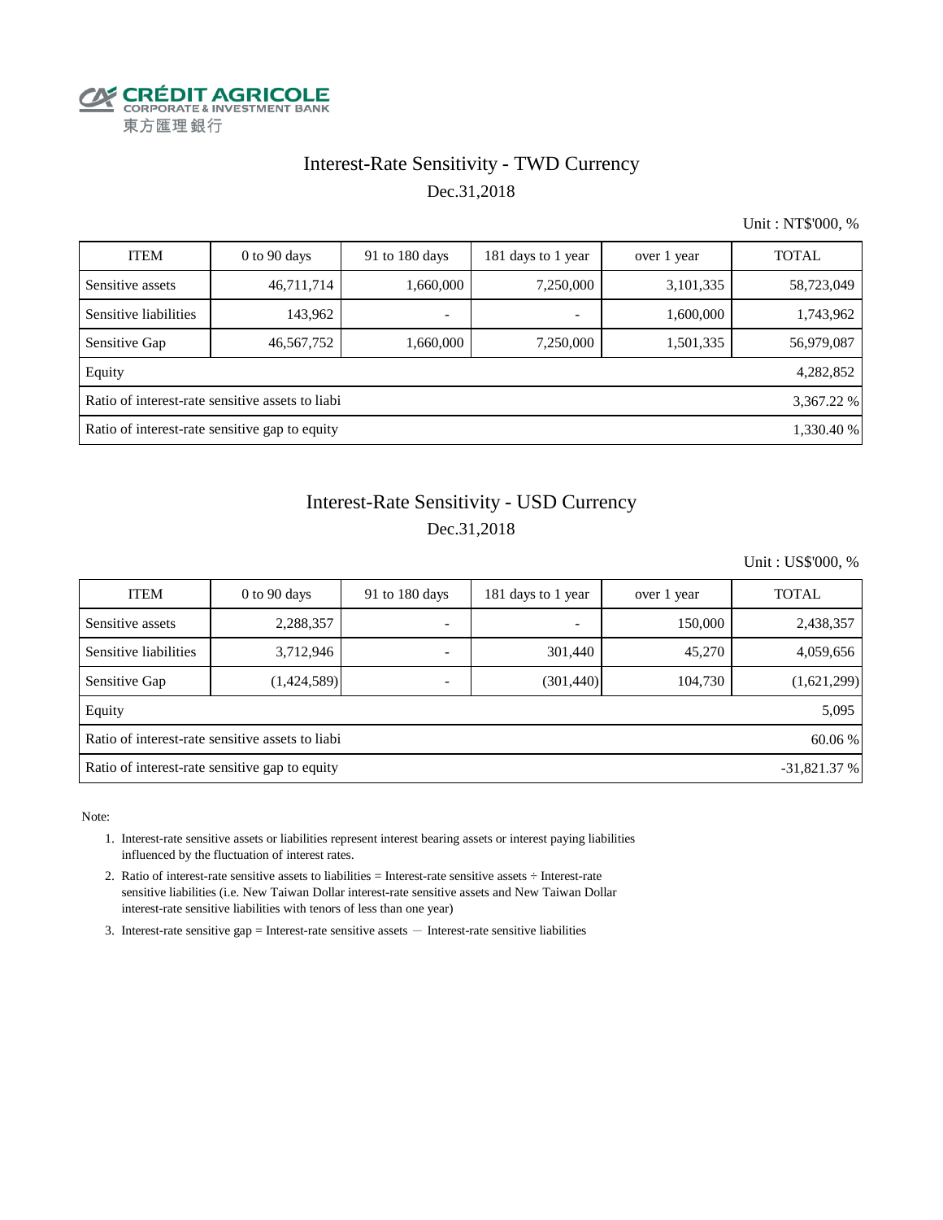CRÉDIT AGRICOLE
CORPORATE & INVESTMENT BANK
東方匯理銀行

# Interest-Rate Sensitivity - TWD Currency

Dec.31,2018

Unit : NT$'000, %

| ITEM | 0 to 90 days | 91 to 180 days | 181 days to 1 year | over 1 year | TOTAL |
|---|---|---|---|---|---|
| Sensitive assets | 46,711,714 | 1,660,000 | 7,250,000 | 3,101,335 | 58,723,049 |
| Sensitive liabilities | 143,962 | - | - | 1,600,000 | 1,743,962 |
| Sensitive Gap | 46,567,752 | 1,660,000 | 7,250,000 | 1,501,335 | 56,979,087 |
| Equity | | | | | 4,282,852 |
| Ratio of interest-rate sensitive assets to liabi | | | | | 3,367.22 % |
| Ratio of interest-rate sensitive gap to equity | | | | | 1,330.40 % |

# Interest-Rate Sensitivity - USD Currency

Dec.31,2018

Unit : US$'000, %

| ITEM | 0 to 90 days | 91 to 180 days | 181 days to 1 year | over 1 year | TOTAL |
|---|---|---|---|---|---|
| Sensitive assets | 2,288,357 | - | - | 150,000 | 2,438,357 |
| Sensitive liabilities | 3,712,946 | - | 301,440 | 45,270 | 4,059,656 |
| Sensitive Gap | (1,424,589) | - | (301,440) | 104,730 | (1,621,299) |
| Equity | | | | | 5,095 |
| Ratio of interest-rate sensitive assets to liabi | | | | | 60.06 % |
| Ratio of interest-rate sensitive gap to equity | | | | | -31,821.37 % |

Note:

1. Interest-rate sensitive assets or liabilities represent interest bearing assets or interest paying liabilities influenced by the fluctuation of interest rates.
2. Ratio of interest-rate sensitive assets to liabilities = Interest-rate sensitive assets ÷ Interest-rate sensitive liabilities (i.e. New Taiwan Dollar interest-rate sensitive assets and New Taiwan Dollar interest-rate sensitive liabilities with tenors of less than one year)
3. Interest-rate sensitive gap = Interest-rate sensitive assets － Interest-rate sensitive liabilities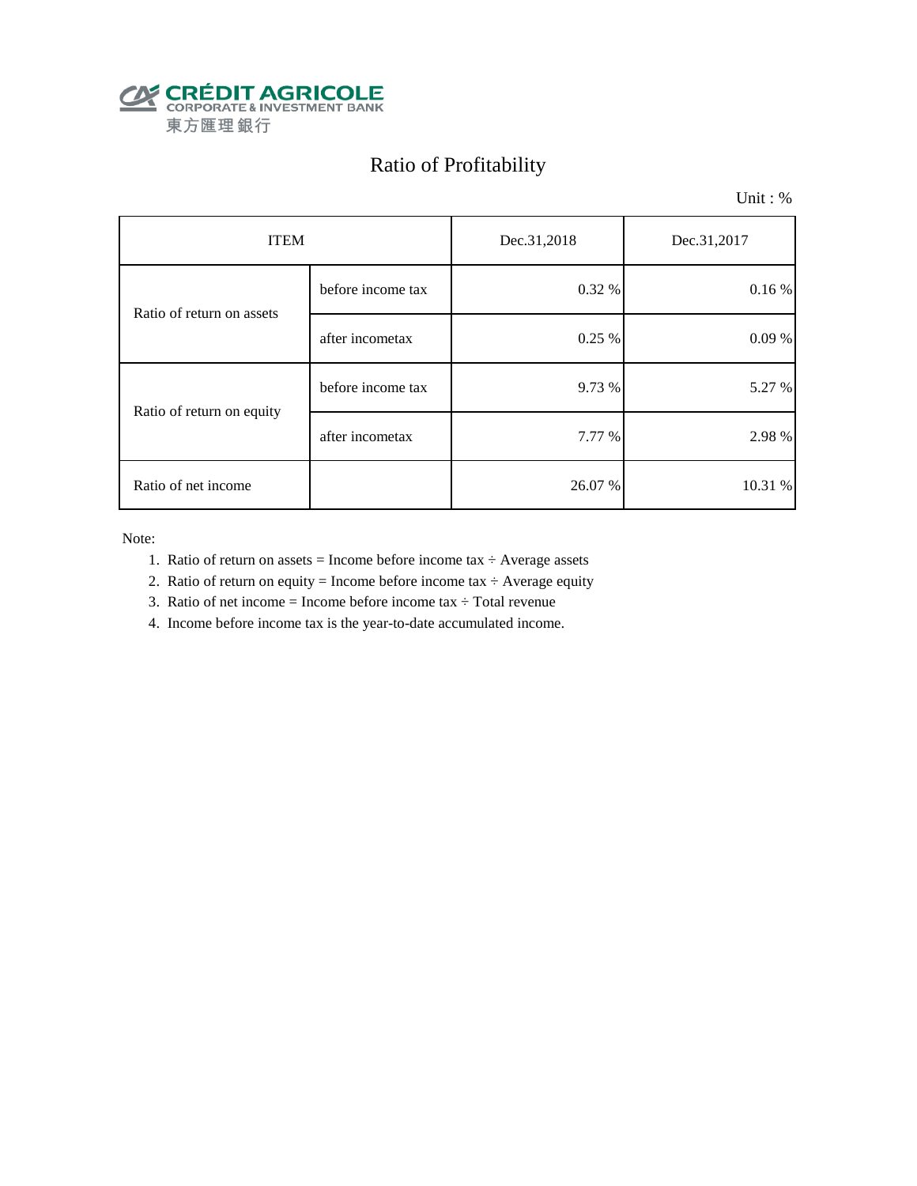CRÉDIT AGRICOLE
CORPORATE & INVESTMENT BANK
東方匯理銀行

# Ratio of Profitability

Unit : %

| ITEM | | Dec.31,2018 | Dec.31,2017 |
|---|---|---|---|
| Ratio of return on assets | before income tax | 0.32 % | 0.16 % |
| | after incometax | 0.25 % | 0.09 % |
| Ratio of return on equity | before income tax | 9.73 % | 5.27 % |
| | after incometax | 7.77 % | 2.98 % |
| Ratio of net income | | 26.07 % | 10.31 % |

Note:

1. Ratio of return on assets = Income before income tax ÷ Average assets
2. Ratio of return on equity = Income before income tax ÷ Average equity
3. Ratio of net income = Income before income tax ÷ Total revenue
4. Income before income tax is the year-to-date accumulated income.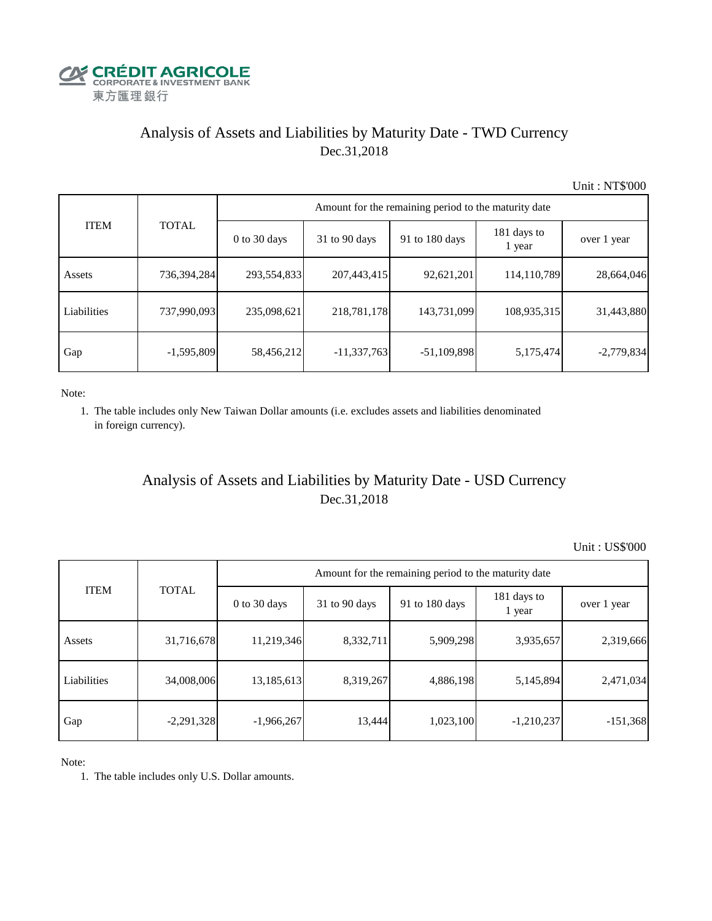CRÉDIT AGRICOLE
CORPORATE & INVESTMENT BANK
東方匯理銀行

# Analysis of Assets and Liabilities by Maturity Date - TWD Currency
Dec.31,2018

Unit : NT$'000

| ITEM | TOTAL | Amount for the remaining period to the maturity date | | | | |
|---|---|---|---|---|---|---|
| | | 0 to 30 days | 31 to 90 days | 91 to 180 days | 181 days to 1 year | over 1 year |
| Assets | 736,394,284 | 293,554,833 | 207,443,415 | 92,621,201 | 114,110,789 | 28,664,046 |
| Liabilities | 737,990,093 | 235,098,621 | 218,781,178 | 143,731,099 | 108,935,315 | 31,443,880 |
| Gap | -1,595,809 | 58,456,212 | -11,337,763 | -51,109,898 | 5,175,474 | -2,779,834 |

Note:

1. The table includes only New Taiwan Dollar amounts (i.e. excludes assets and liabilities denominated in foreign currency).

# Analysis of Assets and Liabilities by Maturity Date - USD Currency
Dec.31,2018

Unit : US$'000

| ITEM | TOTAL | Amount for the remaining period to the maturity date | | | | |
|---|---|---|---|---|---|---|
| | | 0 to 30 days | 31 to 90 days | 91 to 180 days | 181 days to 1 year | over 1 year |
| Assets | 31,716,678 | 11,219,346 | 8,332,711 | 5,909,298 | 3,935,657 | 2,319,666 |
| Liabilities | 34,008,006 | 13,185,613 | 8,319,267 | 4,886,198 | 5,145,894 | 2,471,034 |
| Gap | -2,291,328 | -1,966,267 | 13,444 | 1,023,100 | -1,210,237 | -151,368 |

Note:

1. The table includes only U.S. Dollar amounts.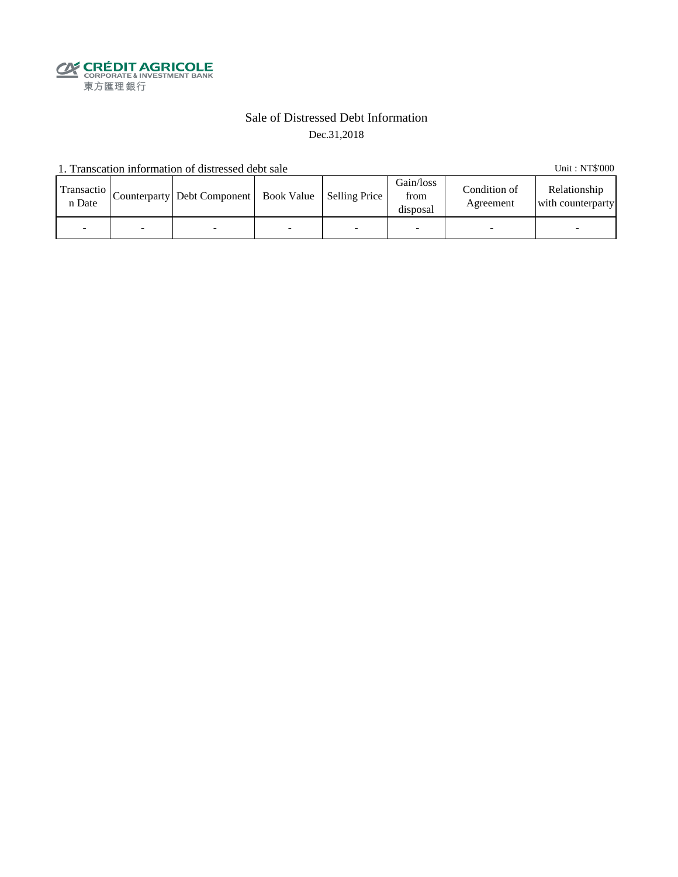CRÉDIT AGRICOLE
CORPORATE & INVESTMENT BANK
東方匯理銀行

# Sale of Distressed Debt Information

Dec.31,2018

1. Transcation information of distressed debt sale

Unit : NT$'000

| Transaction Date | Counterparty | Debt Component | Book Value | Selling Price | Gain/loss from disposal | Condition of Agreement | Relationship with counterparty |
|---|---|---|---|---|---|---|---|
| - | - | - | - | - | - | - | - |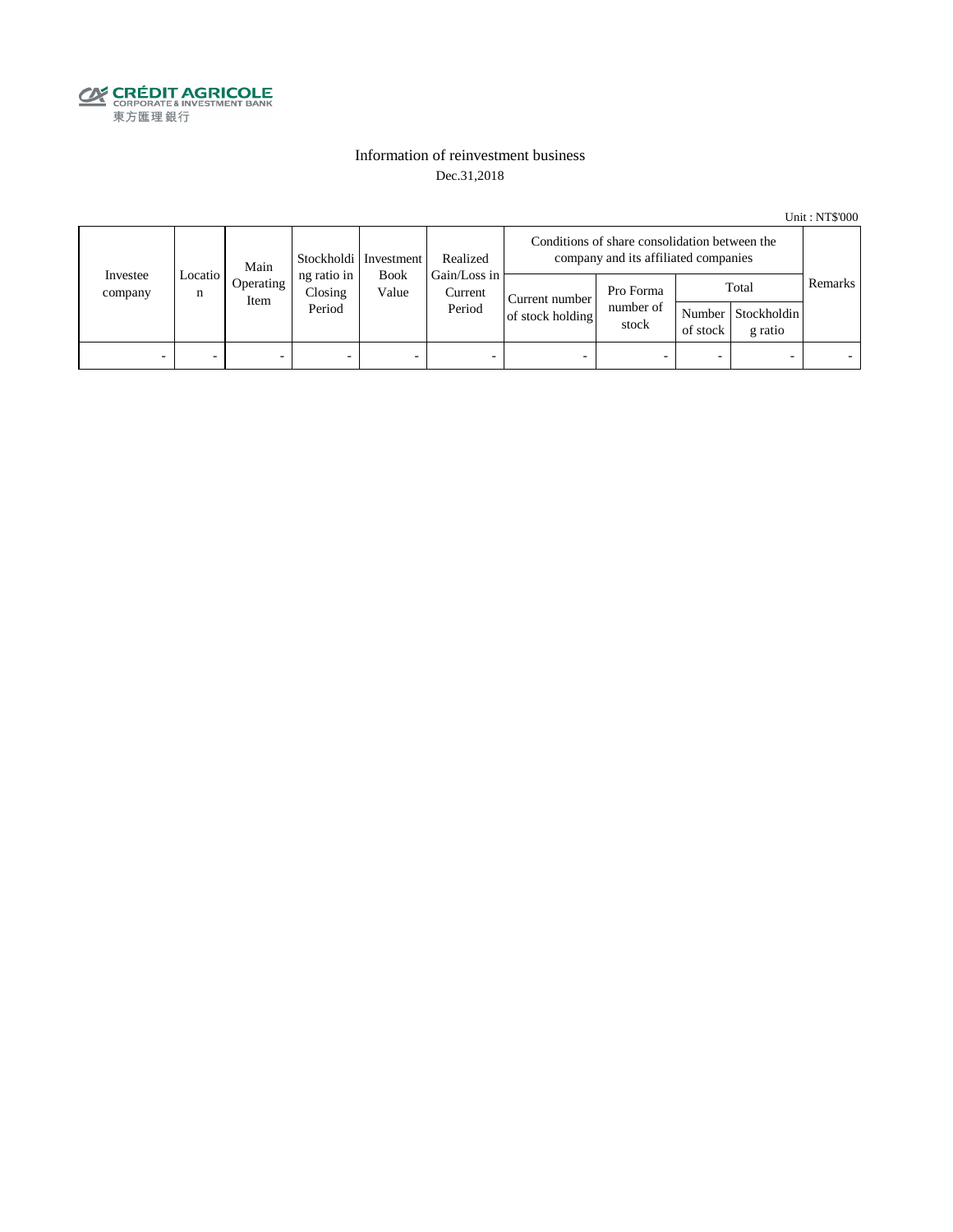CRÉDIT AGRICOLE
CORPORATE & INVESTMENT BANK
東方匯理銀行

# Information of reinvestment business

Dec.31,2018

Unit : NT$'000

| Investee company | Location | Main Operating Item | Stockholding ratio in Closing Period | Investment Book Value | Realized Gain/Loss in Current Period | Conditions of share consolidation between the company and its affiliated companies | | | | Remarks |
|---|---|---|---|---|---|---|---|---|---|---|
| | | | | | | Current number of stock holding | Pro Forma number of stock | Total | | |
| | | | | | | | | Number of stock | Stockholding ratio | |
| - | - | - | - | - | - | - | - | - | - | - |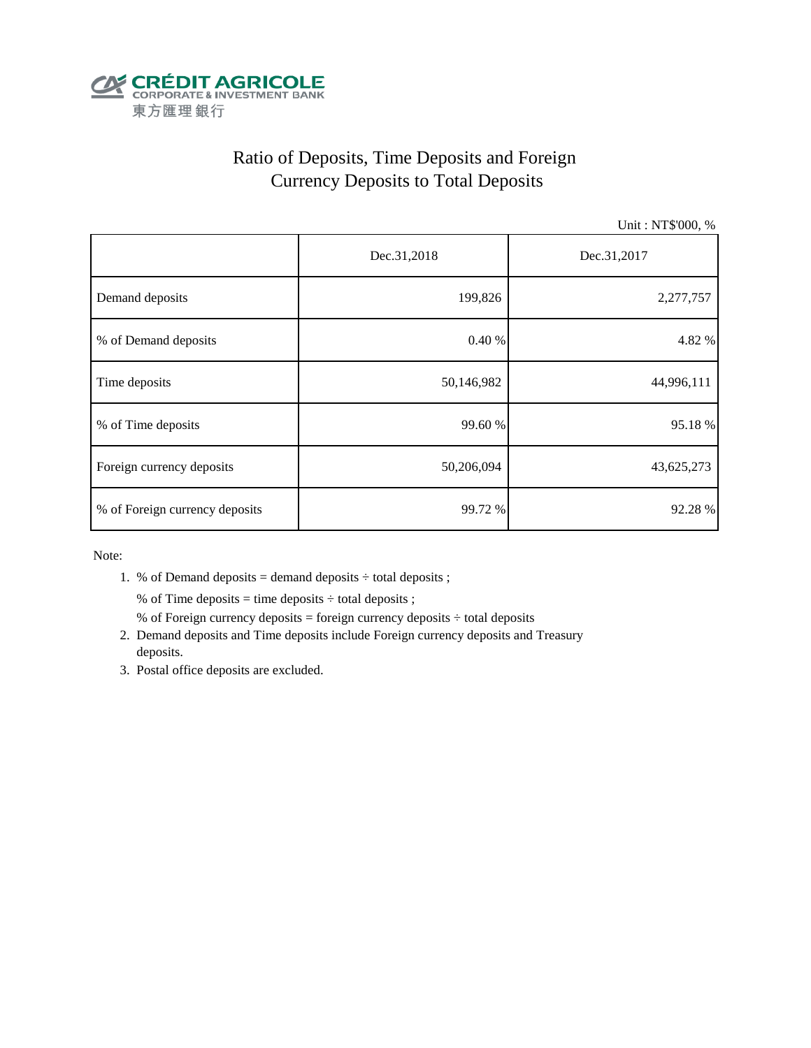CRÉDIT AGRICOLE
CORPORATE & INVESTMENT BANK
東方匯理銀行

# Ratio of Deposits, Time Deposits and Foreign Currency Deposits to Total Deposits

Unit : NT$'000, %

| | Dec.31,2018 | Dec.31,2017 |
|---|---|---|
| Demand deposits | 199,826 | 2,277,757 |
| % of Demand deposits | 0.40 % | 4.82 % |
| Time deposits | 50,146,982 | 44,996,111 |
| % of Time deposits | 99.60 % | 95.18 % |
| Foreign currency deposits | 50,206,094 | 43,625,273 |
| % of Foreign currency deposits | 99.72 % | 92.28 % |

Note:

1. % of Demand deposits = demand deposits ÷ total deposits ;

   % of Time deposits = time deposits ÷ total deposits ;

   % of Foreign currency deposits = foreign currency deposits ÷ total deposits
2. Demand deposits and Time deposits include Foreign currency deposits and Treasury deposits.
3. Postal office deposits are excluded.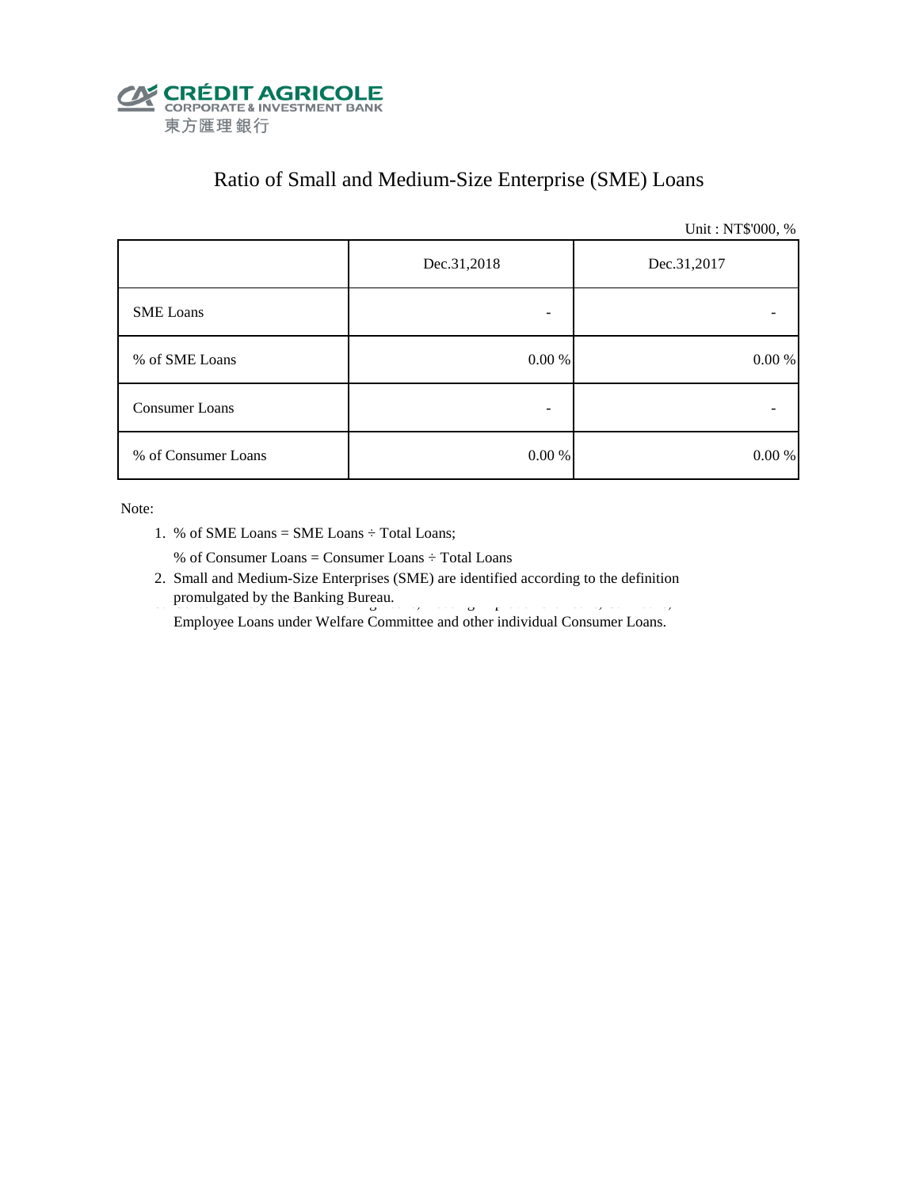CRÉDIT AGRICOLE
CORPORATE & INVESTMENT BANK
東方匯理銀行

# Ratio of Small and Medium-Size Enterprise (SME) Loans

Unit : NT$'000, %

| | Dec.31,2018 | Dec.31,2017 |
|---|---|---|
| SME Loans | - | - |
| % of SME Loans | 0.00 % | 0.00 % |
| Consumer Loans | - | - |
| % of Consumer Loans | 0.00 % | 0.00 % |

Note:

1. % of SME Loans = SME Loans ÷ Total Loans;

   % of Consumer Loans = Consumer Loans ÷ Total Loans

2. Small and Medium-Size Enterprises (SME) are identified according to the definition promulgated by the Banking Bureau.

   Employee Loans under Welfare Committee and other individual Consumer Loans.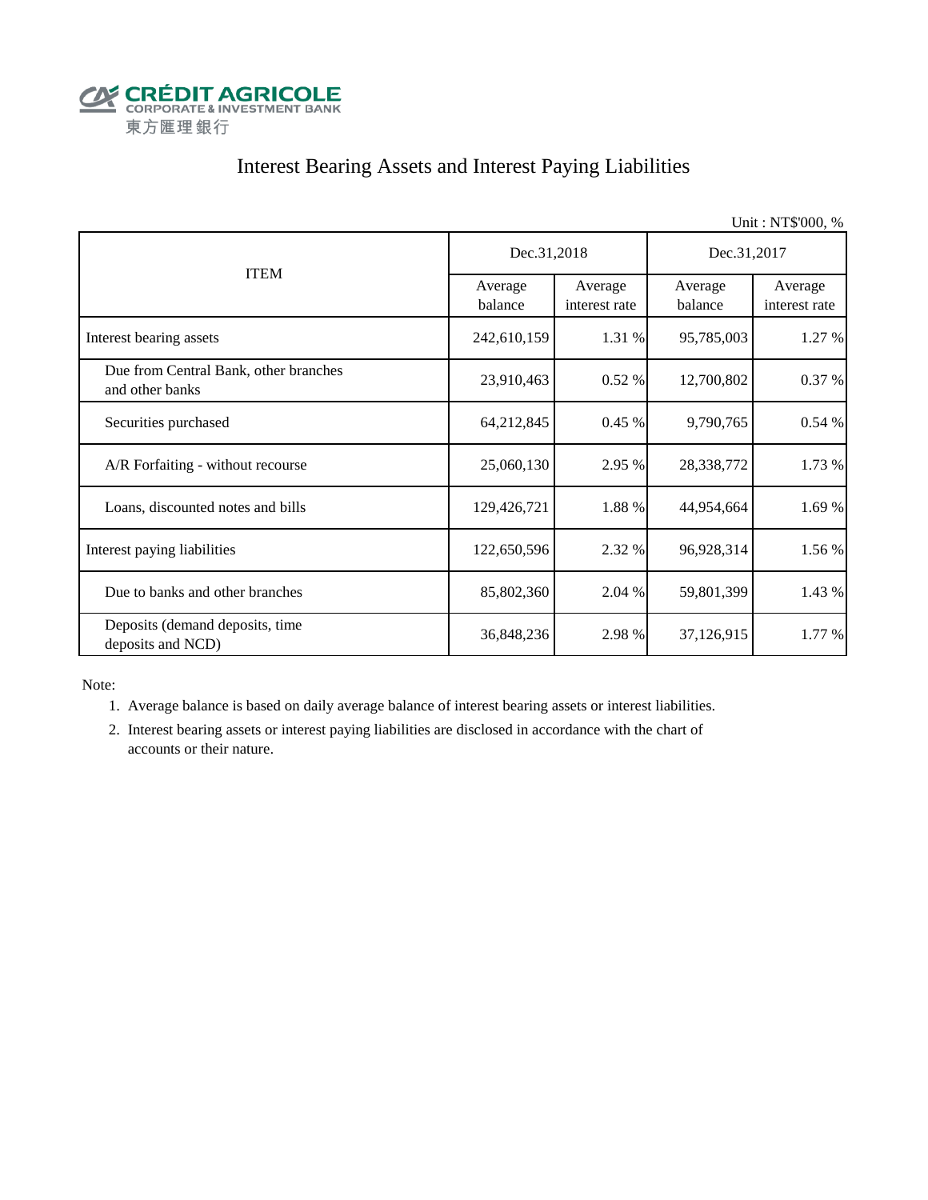CRÉDIT AGRICOLE
CORPORATE & INVESTMENT BANK
東方匯理銀行

# Interest Bearing Assets and Interest Paying Liabilities

Unit : NT$'000, %

| ITEM | Dec.31,2018 | | Dec.31,2017 | |
|---|---|---|---|---|
| | Average balance | Average interest rate | Average balance | Average interest rate |
| Interest bearing assets | 242,610,159 | 1.31 % | 95,785,003 | 1.27 % |
| Due from Central Bank, other branches and other banks | 23,910,463 | 0.52 % | 12,700,802 | 0.37 % |
| Securities purchased | 64,212,845 | 0.45 % | 9,790,765 | 0.54 % |
| A/R Forfaiting - without recourse | 25,060,130 | 2.95 % | 28,338,772 | 1.73 % |
| Loans, discounted notes and bills | 129,426,721 | 1.88 % | 44,954,664 | 1.69 % |
| Interest paying liabilities | 122,650,596 | 2.32 % | 96,928,314 | 1.56 % |
| Due to banks and other branches | 85,802,360 | 2.04 % | 59,801,399 | 1.43 % |
| Deposits (demand deposits, time deposits and NCD) | 36,848,236 | 2.98 % | 37,126,915 | 1.77 % |

Note:

1. Average balance is based on daily average balance of interest bearing assets or interest liabilities.
2. Interest bearing assets or interest paying liabilities are disclosed in accordance with the chart of accounts or their nature.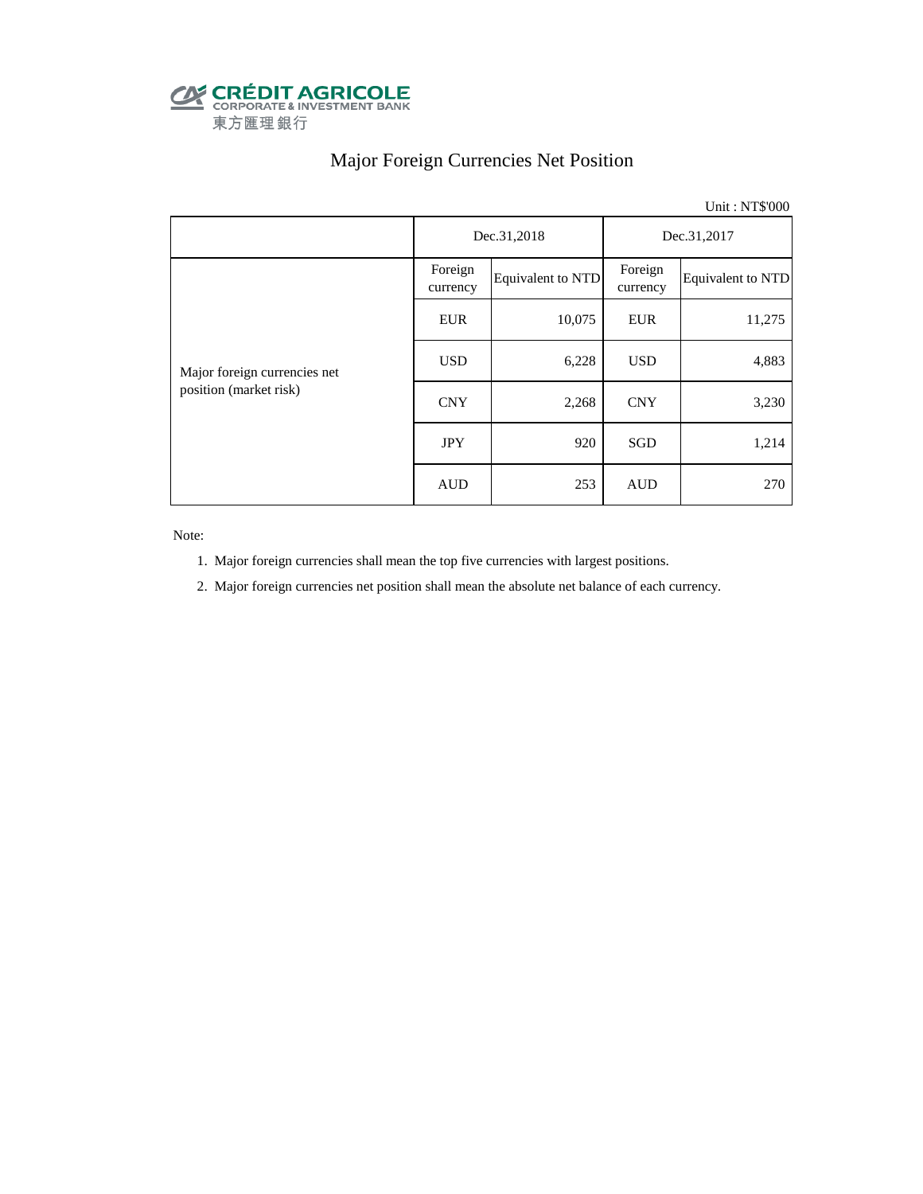CRÉDIT AGRICOLE
CORPORATE & INVESTMENT BANK
東方匯理銀行

# Major Foreign Currencies Net Position

Unit : NT$'000

| | Dec.31,2018 | | Dec.31,2017 | |
|---|---|---|---|---|
| | Foreign currency | Equivalent to NTD | Foreign currency | Equivalent to NTD |
| Major foreign currencies net position (market risk) | EUR | 10,075 | EUR | 11,275 |
| | USD | 6,228 | USD | 4,883 |
| | CNY | 2,268 | CNY | 3,230 |
| | JPY | 920 | SGD | 1,214 |
| | AUD | 253 | AUD | 270 |

Note:

1. Major foreign currencies shall mean the top five currencies with largest positions.
2. Major foreign currencies net position shall mean the absolute net balance of each currency.